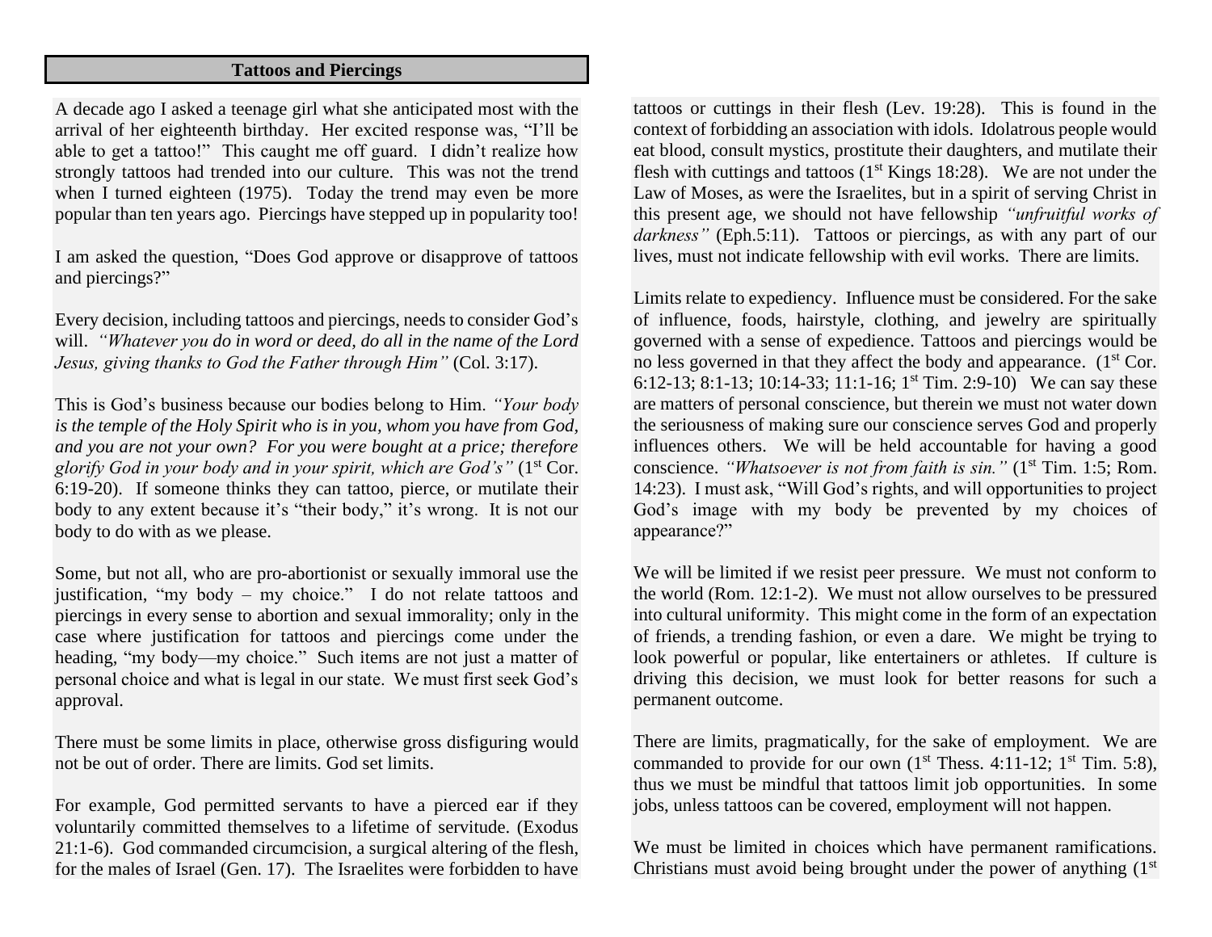## Tattoos and Piercings

A decade ago I asked a teenage girl what she anticipated most with the arrival of her eighteenth birthday. Her excited response was, "I'll be able to get a tattoo!" This caught me off guard. I didn't realize how strongly tattoos had trended into our culture. This was not the trend when I turned eighteen (1975). Today the trend may even be more popular than ten years ago. Piercings have stepped up in popularity too!

I am asked the question, "Does God approve or disapprove of tattoos and piercings?"

Every decision, including tattoos and piercings, needs to consider God's will. *"Whatever you do in word or deed, do all in the name of the Lord Jesus, giving thanks to God the Father through Him"* (Col. 3:17).

This is God's business because our bodies belong to Him. *"Your body is the temple of the Holy Spirit who is in you, whom you have from God, and you are not your own? For you were bought at a price; therefore glorify God in your body and in your spirit, which are God's"* (1st Cor. 6:19-20). If someone thinks they can tattoo, pierce, or mutilate their body to any extent because it's "their body," it's wrong. It is not our body to do with as we please.

Some, but not all, who are pro-abortionist or sexually immoral use the justification, "my body – my choice." I do not relate tattoos and piercings in every sense to abortion and sexual immorality; only in the case where justification for tattoos and piercings come under the heading, "my body—my choice." Such items are not just a matter of personal choice and what is legal in our state. We must first seek God's approval.

There must be some limits in place, otherwise gross disfiguring would not be out of order. There are limits. God set limits.

For example, God permitted servants to have a pierced ear if they voluntarily committed themselves to a lifetime of servitude. (Exodus 21:1-6). God commanded circumcision, a surgical altering of the flesh, for the males of Israel (Gen. 17). The Israelites were forbidden to have tattoos or cuttings in their flesh (Lev. 19:28). This is found in the context of forbidding an association with idols. Idolatrous people would eat blood, consult mystics, prostitute their daughters, and mutilate their flesh with cuttings and tattoos (1st Kings 18:28). We are not under the Law of Moses, as were the Israelites, but in a spirit of serving Christ in this present age, we should not have fellowship *"unfruitful works of darkness"* (Eph.5:11). Tattoos or piercings, as with any part of our lives, must not indicate fellowship with evil works. There are limits.

Limits relate to expediency. Influence must be considered. For the sake of influence, foods, hairstyle, clothing, and jewelry are spiritually governed with a sense of expedience. Tattoos and piercings would be no less governed in that they affect the body and appearance. (1st Cor. 6:12-13; 8:1-13; 10:14-33; 11:1-16; 1st Tim. 2:9-10) We can say these are matters of personal conscience, but therein we must not water down the seriousness of making sure our conscience serves God and properly influences others. We will be held accountable for having a good conscience. *"Whatsoever is not from faith is sin."* (1st Tim. 1:5; Rom. 14:23). I must ask, "Will God's rights, and will opportunities to project God's image with my body be prevented by my choices of appearance?"

We will be limited if we resist peer pressure. We must not conform to the world (Rom. 12:1-2). We must not allow ourselves to be pressured into cultural uniformity. This might come in the form of an expectation of friends, a trending fashion, or even a dare. We might be trying to look powerful or popular, like entertainers or athletes. If culture is driving this decision, we must look for better reasons for such a permanent outcome.

There are limits, pragmatically, for the sake of employment. We are commanded to provide for our own (1st Thess. 4:11-12; 1st Tim. 5:8), thus we must be mindful that tattoos limit job opportunities. In some jobs, unless tattoos can be covered, employment will not happen.

We must be limited in choices which have permanent ramifications. Christians must avoid being brought under the power of anything (1st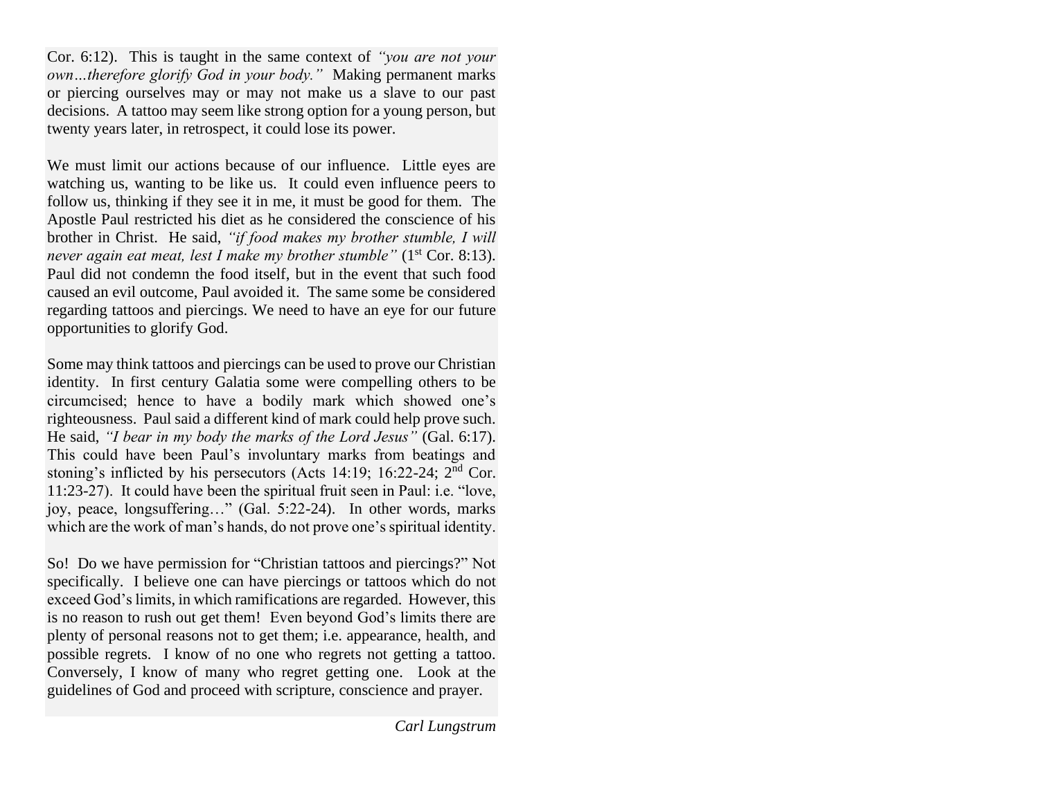Cor. 6:12). This is taught in the same context of *"you are not your own…therefore glorify God in your body."* Making permanent marks or piercing ourselves may or may not make us a slave to our past decisions. A tattoo may seem like strong option for a young person, but twenty years later, in retrospect, it could lose its power.

We must limit our actions because of our influence. Little eyes are watching us, wanting to be like us. It could even influence peers to follow us, thinking if they see it in me, it must be good for them. The Apostle Paul restricted his diet as he considered the conscience of his brother in Christ. He said, *"if food makes my brother stumble, I will never again eat meat, lest I make my brother stumble"* (1st Cor. 8:13). Paul did not condemn the food itself, but in the event that such food caused an evil outcome, Paul avoided it. The same some be considered regarding tattoos and piercings. We need to have an eye for our future opportunities to glorify God.

Some may think tattoos and piercings can be used to prove our Christian identity. In first century Galatia some were compelling others to be circumcised; hence to have a bodily mark which showed one's righteousness. Paul said a different kind of mark could help prove such. He said, *"I bear in my body the marks of the Lord Jesus"* (Gal. 6:17). This could have been Paul's involuntary marks from beatings and stoning's inflicted by his persecutors (Acts 14:19; 16:22-24; 2nd Cor. 11:23-27). It could have been the spiritual fruit seen in Paul: i.e. "love, joy, peace, longsuffering…" (Gal. 5:22-24). In other words, marks which are the work of man's hands, do not prove one's spiritual identity.

So! Do we have permission for "Christian tattoos and piercings?" Not specifically. I believe one can have piercings or tattoos which do not exceed God's limits, in which ramifications are regarded. However, this is no reason to rush out get them! Even beyond God's limits there are plenty of personal reasons not to get them; i.e. appearance, health, and possible regrets. I know of no one who regrets not getting a tattoo. Conversely, I know of many who regret getting one. Look at the guidelines of God and proceed with scripture, conscience and prayer.

*Carl Lungstrum*